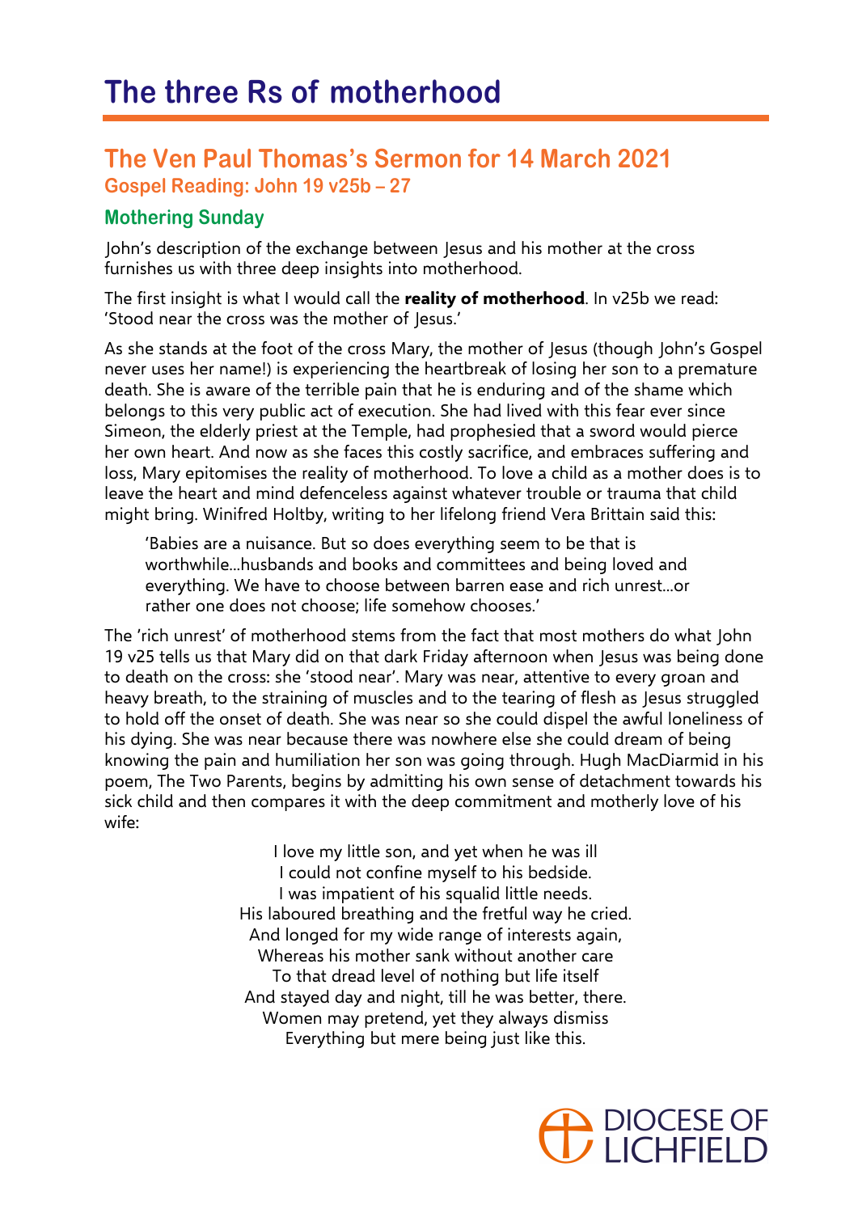# The three Rs of motherhood

## The Ven Paul Thomas's Sermon for 14 March 2021

### Gospel Reading: John 19 v25b – 27

### Mothering Sunday

John's description of the exchange between Jesus and his mother at the cross furnishes us with three deep insights into motherhood.

The first insight is what I would call the **reality of motherhood**. In v25b we read: 'Stood near the cross was the mother of Jesus.'

As she stands at the foot of the cross Mary, the mother of Jesus (though John's Gospel never uses her name!) is experiencing the heartbreak of losing her son to a premature death. She is aware of the terrible pain that he is enduring and of the shame which belongs to this very public act of execution. She had lived with this fear ever since Simeon, the elderly priest at the Temple, had prophesied that a sword would pierce her own heart. And now as she faces this costly sacrifice, and embraces suffering and loss, Mary epitomises the reality of motherhood. To love a child as a mother does is to leave the heart and mind defenceless against whatever trouble or trauma that child might bring. Winifred Holtby, writing to her lifelong friend Vera Brittain said this:

> 'Babies are a nuisance. But so does everything seem to be that is worthwhile...husbands and books and committees and being loved and everything. We have to choose between barren ease and rich unrest...or rather one does not choose; life somehow chooses.'

The 'rich unrest' of motherhood stems from the fact that most mothers do what John 19 v25 tells us that Mary did on that dark Friday afternoon when Jesus was being done to death on the cross: she 'stood near'. Mary was near, attentive to every groan and heavy breath, to the straining of muscles and to the tearing of flesh as Jesus struggled to hold off the onset of death. She was near so she could dispel the awful loneliness of his dying. She was near because there was nowhere else she could dream of being knowing the pain and humiliation her son was going through. Hugh MacDiarmid in his poem, The Two Parents, begins by admitting his own sense of detachment towards his sick child and then compares it with the deep commitment and motherly love of his wife:

> I love my little son, and yet when he was ill
> I could not confine myself to his bedside.
> I was impatient of his squalid little needs.
> His laboured breathing and the fretful way he cried.
> And longed for my wide range of interests again,
> Whereas his mother sank without another care
> To that dread level of nothing but life itself
> And stayed day and night, till he was better, there.
> Women may pretend, yet they always dismiss
> Everything but mere being just like this.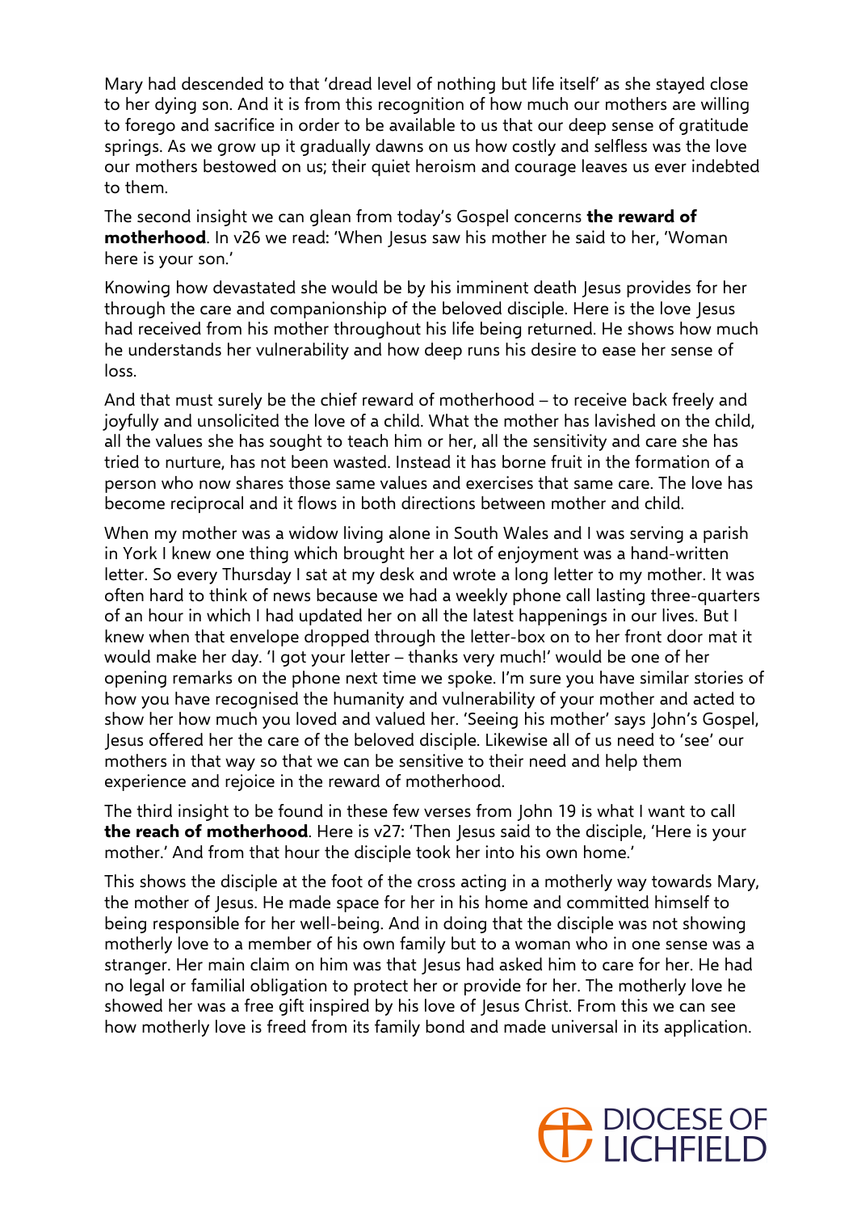Mary had descended to that 'dread level of nothing but life itself' as she stayed close to her dying son. And it is from this recognition of how much our mothers are willing to forego and sacrifice in order to be available to us that our deep sense of gratitude springs. As we grow up it gradually dawns on us how costly and selfless was the love our mothers bestowed on us; their quiet heroism and courage leaves us ever indebted to them.

The second insight we can glean from today's Gospel concerns **the reward of motherhood**. In v26 we read: 'When Jesus saw his mother he said to her, 'Woman here is your son.'

Knowing how devastated she would be by his imminent death Jesus provides for her through the care and companionship of the beloved disciple. Here is the love Jesus had received from his mother throughout his life being returned. He shows how much he understands her vulnerability and how deep runs his desire to ease her sense of loss.

And that must surely be the chief reward of motherhood – to receive back freely and joyfully and unsolicited the love of a child. What the mother has lavished on the child, all the values she has sought to teach him or her, all the sensitivity and care she has tried to nurture, has not been wasted. Instead it has borne fruit in the formation of a person who now shares those same values and exercises that same care. The love has become reciprocal and it flows in both directions between mother and child.

When my mother was a widow living alone in South Wales and I was serving a parish in York I knew one thing which brought her a lot of enjoyment was a hand-written letter. So every Thursday I sat at my desk and wrote a long letter to my mother. It was often hard to think of news because we had a weekly phone call lasting three-quarters of an hour in which I had updated her on all the latest happenings in our lives. But I knew when that envelope dropped through the letter-box on to her front door mat it would make her day. 'I got your letter – thanks very much!' would be one of her opening remarks on the phone next time we spoke. I'm sure you have similar stories of how you have recognised the humanity and vulnerability of your mother and acted to show her how much you loved and valued her. 'Seeing his mother' says John's Gospel, Jesus offered her the care of the beloved disciple. Likewise all of us need to 'see' our mothers in that way so that we can be sensitive to their need and help them experience and rejoice in the reward of motherhood.

The third insight to be found in these few verses from John 19 is what I want to call **the reach of motherhood**. Here is v27: 'Then Jesus said to the disciple, 'Here is your mother.' And from that hour the disciple took her into his own home.'

This shows the disciple at the foot of the cross acting in a motherly way towards Mary, the mother of Jesus. He made space for her in his home and committed himself to being responsible for her well-being. And in doing that the disciple was not showing motherly love to a member of his own family but to a woman who in one sense was a stranger. Her main claim on him was that Jesus had asked him to care for her. He had no legal or familial obligation to protect her or provide for her. The motherly love he showed her was a free gift inspired by his love of Jesus Christ. From this we can see how motherly love is freed from its family bond and made universal in its application.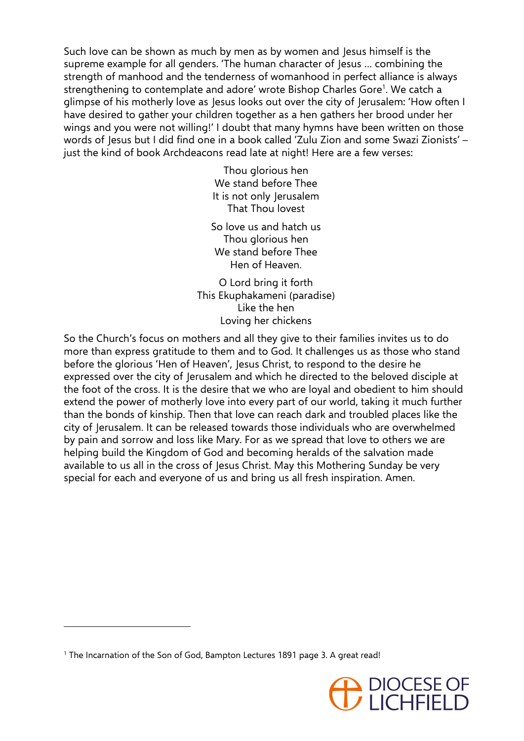Such love can be shown as much by men as by women and Jesus himself is the supreme example for all genders. 'The human character of Jesus … combining the strength of manhood and the tenderness of womanhood in perfect alliance is always strengthening to contemplate and adore' wrote Bishop Charles Gore[1]. We catch a glimpse of his motherly love as Jesus looks out over the city of Jerusalem: 'How often I have desired to gather your children together as a hen gathers her brood under her wings and you were not willing!' I doubt that many hymns have been written on those words of Jesus but I did find one in a book called 'Zulu Zion and some Swazi Zionists' – just the kind of book Archdeacons read late at night! Here are a few verses:

Thou glorious hen  
We stand before Thee  
It is not only Jerusalem  
That Thou lovest

So love us and hatch us  
Thou glorious hen  
We stand before Thee  
Hen of Heaven.

O Lord bring it forth  
This Ekuphakameni (paradise)  
Like the hen  
Loving her chickens

So the Church's focus on mothers and all they give to their families invites us to do more than express gratitude to them and to God. It challenges us as those who stand before the glorious 'Hen of Heaven', Jesus Christ, to respond to the desire he expressed over the city of Jerusalem and which he directed to the beloved disciple at the foot of the cross. It is the desire that we who are loyal and obedient to him should extend the power of motherly love into every part of our world, taking it much further than the bonds of kinship. Then that love can reach dark and troubled places like the city of Jerusalem. It can be released towards those individuals who are overwhelmed by pain and sorrow and loss like Mary. For as we spread that love to others we are helping build the Kingdom of God and becoming heralds of the salvation made available to us all in the cross of Jesus Christ. May this Mothering Sunday be very special for each and everyone of us and bring us all fresh inspiration. Amen.

---

[1] The Incarnation of the Son of God, Bampton Lectures 1891 page 3. A great read!